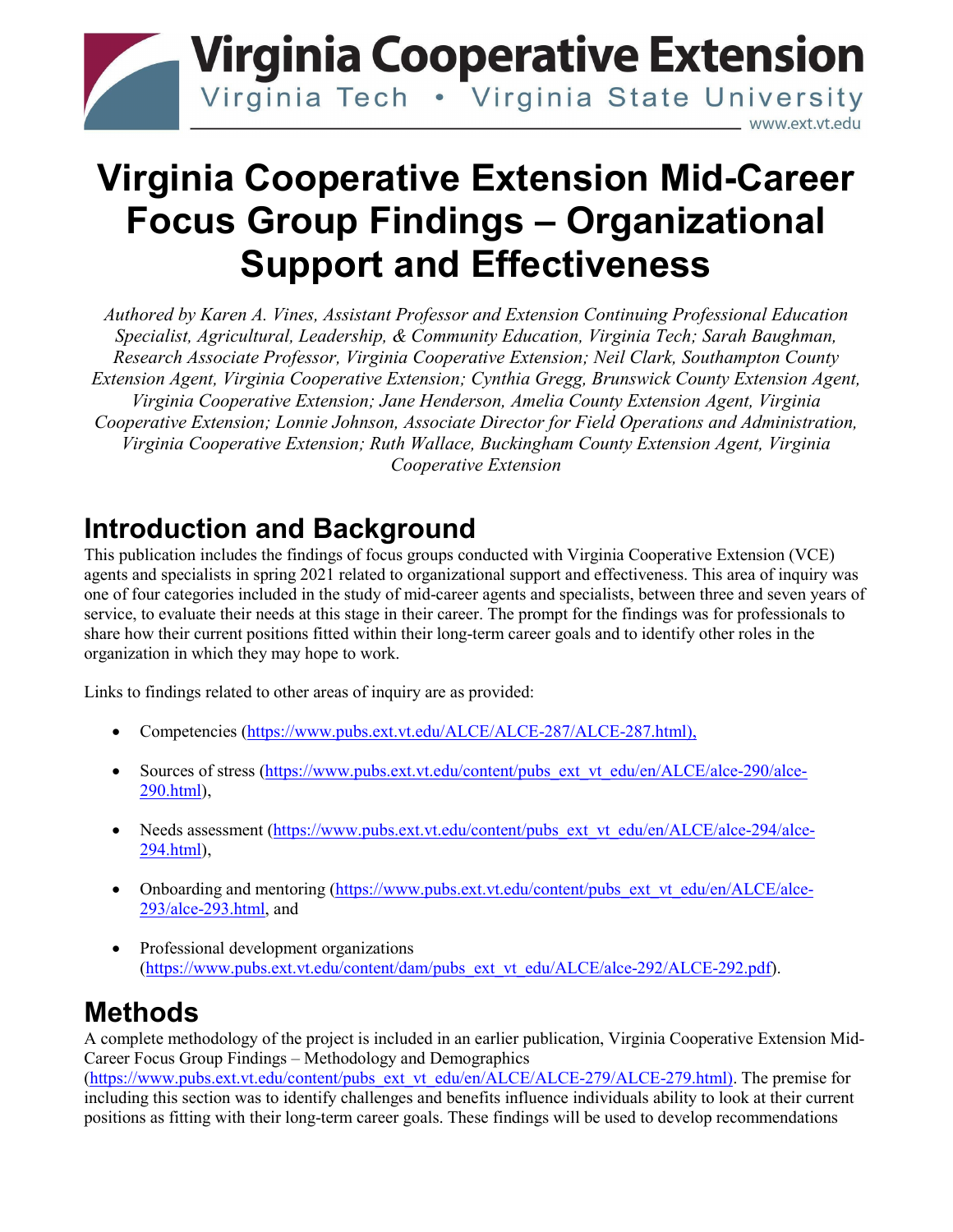# Virginia Cooperative Extension Mid-Career Focus Group Findings – Organizational Support and Effectiveness

*Authored by Karen A. Vines, Assistant Professor and Extension Continuing Professional Education Specialist, Agricultural, Leadership, & Community Education, Virginia Tech; Sarah Baughman, Research Associate Professor, Virginia Cooperative Extension; Neil Clark, Southampton County Extension Agent, Virginia Cooperative Extension; Cynthia Gregg, Brunswick County Extension Agent, Virginia Cooperative Extension; Jane Henderson, Amelia County Extension Agent, Virginia Cooperative Extension; Lonnie Johnson, Associate Director for Field Operations and Administration, Virginia Cooperative Extension; Ruth Wallace, Buckingham County Extension Agent, Virginia Cooperative Extension*

## Introduction and Background

This publication includes the findings of focus groups conducted with Virginia Cooperative Extension (VCE) agents and specialists in spring 2021 related to organizational support and effectiveness. This area of inquiry was one of four categories included in the study of mid-career agents and specialists, between three and seven years of service, to evaluate their needs at this stage in their career. The prompt for the findings was for professionals to share how their current positions fitted within their long-term career goals and to identify other roles in the organization in which they may hope to work.

Links to findings related to other areas of inquiry are as provided:

- Competencies (https://www.pubs.ext.vt.edu/ALCE/ALCE-287/ALCE-287.html),
- Sources of stress (https://www.pubs.ext.vt.edu/content/pubs_ext_vt_edu/en/ALCE/alce-290/alce-290.html),
- Needs assessment (https://www.pubs.ext.vt.edu/content/pubs_ext_vt_edu/en/ALCE/alce-294/alce-294.html),
- Onboarding and mentoring (https://www.pubs.ext.vt.edu/content/pubs_ext_vt_edu/en/ALCE/alce-293/alce-293.html, and
- Professional development organizations (https://www.pubs.ext.vt.edu/content/dam/pubs_ext_vt_edu/ALCE/alce-292/ALCE-292.pdf).

## Methods

A complete methodology of the project is included in an earlier publication, Virginia Cooperative Extension Mid-Career Focus Group Findings – Methodology and Demographics (https://www.pubs.ext.vt.edu/content/pubs_ext_vt_edu/en/ALCE/ALCE-279/ALCE-279.html). The premise for including this section was to identify challenges and benefits influence individuals ability to look at their current positions as fitting with their long-term career goals. These findings will be used to develop recommendations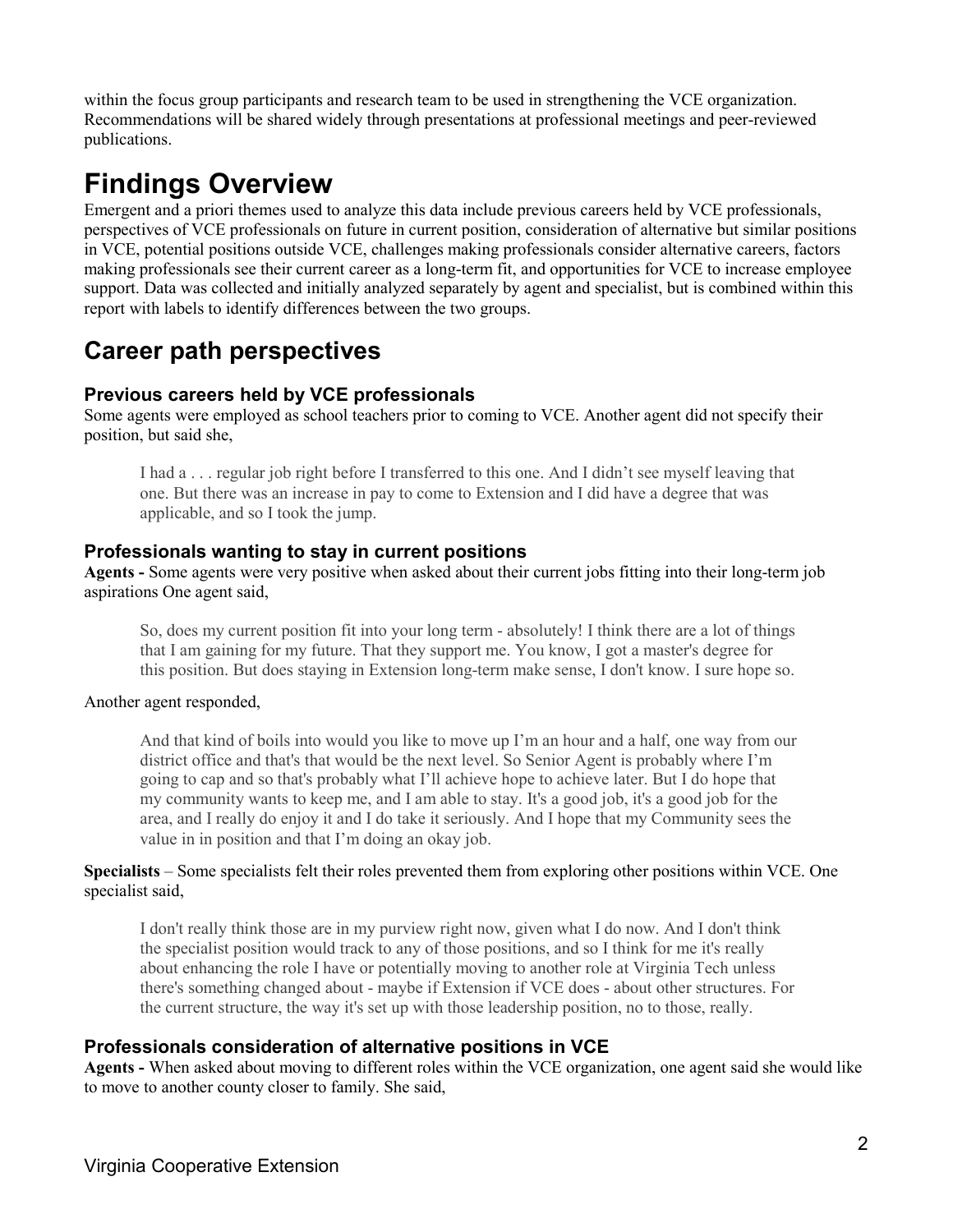within the focus group participants and research team to be used in strengthening the VCE organization. Recommendations will be shared widely through presentations at professional meetings and peer-reviewed publications.

# Findings Overview

Emergent and a priori themes used to analyze this data include previous careers held by VCE professionals, perspectives of VCE professionals on future in current position, consideration of alternative but similar positions in VCE, potential positions outside VCE, challenges making professionals consider alternative careers, factors making professionals see their current career as a long-term fit, and opportunities for VCE to increase employee support. Data was collected and initially analyzed separately by agent and specialist, but is combined within this report with labels to identify differences between the two groups.

## Career path perspectives

### Previous careers held by VCE professionals

Some agents were employed as school teachers prior to coming to VCE. Another agent did not specify their position, but said she,

> I had a . . . regular job right before I transferred to this one. And I didn't see myself leaving that one. But there was an increase in pay to come to Extension and I did have a degree that was applicable, and so I took the jump.

### Professionals wanting to stay in current positions

**Agents -** Some agents were very positive when asked about their current jobs fitting into their long-term job aspirations One agent said,

> So, does my current position fit into your long term - absolutely! I think there are a lot of things that I am gaining for my future. That they support me. You know, I got a master's degree for this position. But does staying in Extension long-term make sense, I don't know. I sure hope so.

Another agent responded,

> And that kind of boils into would you like to move up I'm an hour and a half, one way from our district office and that's that would be the next level. So Senior Agent is probably where I'm going to cap and so that's probably what I'll achieve hope to achieve later. But I do hope that my community wants to keep me, and I am able to stay. It's a good job, it's a good job for the area, and I really do enjoy it and I do take it seriously. And I hope that my Community sees the value in in position and that I'm doing an okay job.

**Specialists** – Some specialists felt their roles prevented them from exploring other positions within VCE. One specialist said,

> I don't really think those are in my purview right now, given what I do now. And I don't think the specialist position would track to any of those positions, and so I think for me it's really about enhancing the role I have or potentially moving to another role at Virginia Tech unless there's something changed about - maybe if Extension if VCE does - about other structures. For the current structure, the way it's set up with those leadership position, no to those, really.

### Professionals consideration of alternative positions in VCE

**Agents -** When asked about moving to different roles within the VCE organization, one agent said she would like to move to another county closer to family. She said,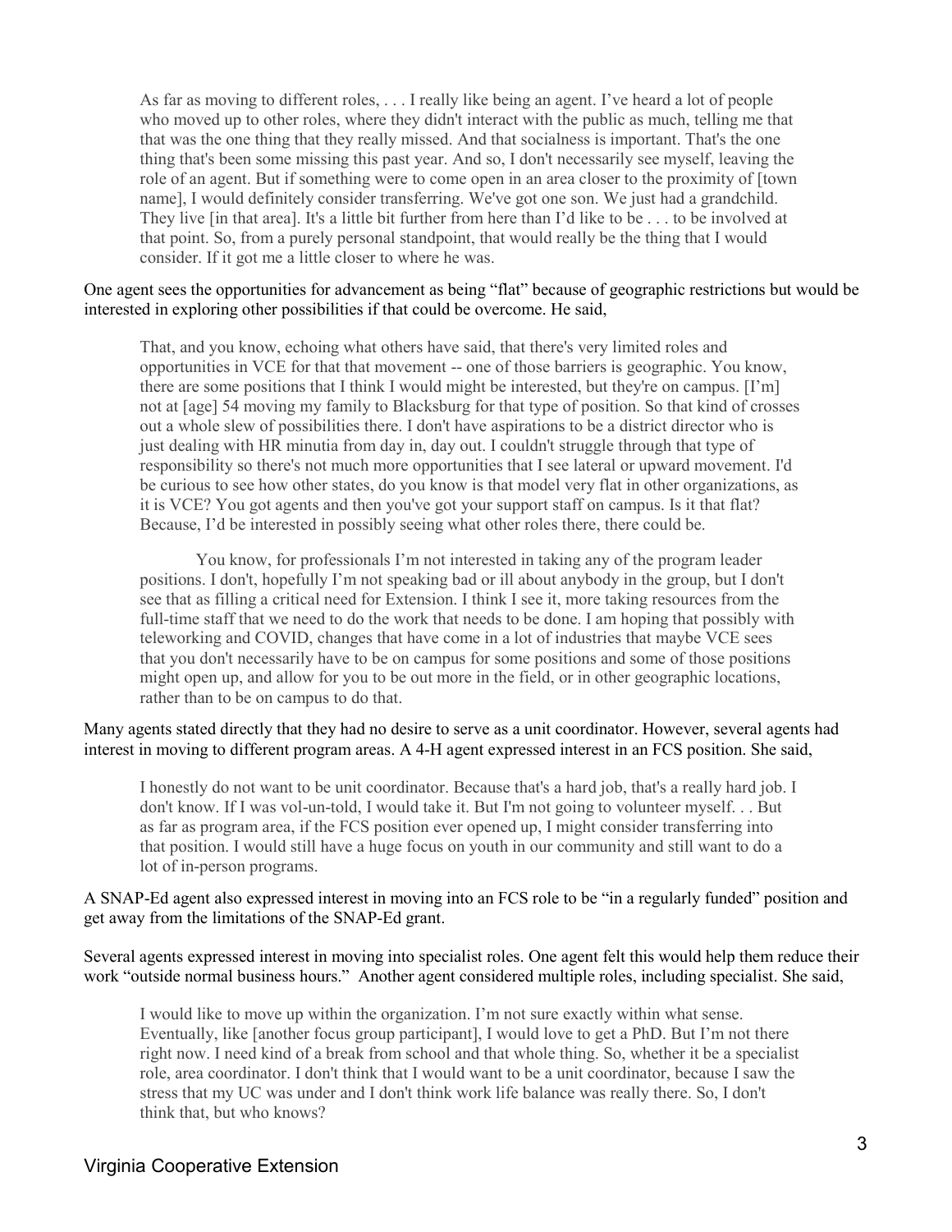> As far as moving to different roles, . . . I really like being an agent. I've heard a lot of people who moved up to other roles, where they didn't interact with the public as much, telling me that that was the one thing that they really missed. And that socialness is important. That's the one thing that's been some missing this past year. And so, I don't necessarily see myself, leaving the role of an agent. But if something were to come open in an area closer to the proximity of [town name], I would definitely consider transferring. We've got one son. We just had a grandchild. They live [in that area]. It's a little bit further from here than I'd like to be . . . to be involved at that point. So, from a purely personal standpoint, that would really be the thing that I would consider. If it got me a little closer to where he was.

One agent sees the opportunities for advancement as being "flat" because of geographic restrictions but would be interested in exploring other possibilities if that could be overcome. He said,

> That, and you know, echoing what others have said, that there's very limited roles and opportunities in VCE for that that movement -- one of those barriers is geographic. You know, there are some positions that I think I would might be interested, but they're on campus. [I'm] not at [age] 54 moving my family to Blacksburg for that type of position. So that kind of crosses out a whole slew of possibilities there. I don't have aspirations to be a district director who is just dealing with HR minutia from day in, day out. I couldn't struggle through that type of responsibility so there's not much more opportunities that I see lateral or upward movement. I'd be curious to see how other states, do you know is that model very flat in other organizations, as it is VCE? You got agents and then you've got your support staff on campus. Is it that flat? Because, I'd be interested in possibly seeing what other roles there, there could be.
>
> You know, for professionals I'm not interested in taking any of the program leader positions. I don't, hopefully I'm not speaking bad or ill about anybody in the group, but I don't see that as filling a critical need for Extension. I think I see it, more taking resources from the full-time staff that we need to do the work that needs to be done. I am hoping that possibly with teleworking and COVID, changes that have come in a lot of industries that maybe VCE sees that you don't necessarily have to be on campus for some positions and some of those positions might open up, and allow for you to be out more in the field, or in other geographic locations, rather than to be on campus to do that.

Many agents stated directly that they had no desire to serve as a unit coordinator. However, several agents had interest in moving to different program areas. A 4-H agent expressed interest in an FCS position. She said,

> I honestly do not want to be unit coordinator. Because that's a hard job, that's a really hard job. I don't know. If I was vol-un-told, I would take it. But I'm not going to volunteer myself. . . But as far as program area, if the FCS position ever opened up, I might consider transferring into that position. I would still have a huge focus on youth in our community and still want to do a lot of in-person programs.

A SNAP-Ed agent also expressed interest in moving into an FCS role to be "in a regularly funded" position and get away from the limitations of the SNAP-Ed grant.

Several agents expressed interest in moving into specialist roles. One agent felt this would help them reduce their work "outside normal business hours." Another agent considered multiple roles, including specialist. She said,

> I would like to move up within the organization. I'm not sure exactly within what sense. Eventually, like [another focus group participant], I would love to get a PhD. But I'm not there right now. I need kind of a break from school and that whole thing. So, whether it be a specialist role, area coordinator. I don't think that I would want to be a unit coordinator, because I saw the stress that my UC was under and I don't think work life balance was really there. So, I don't think that, but who knows?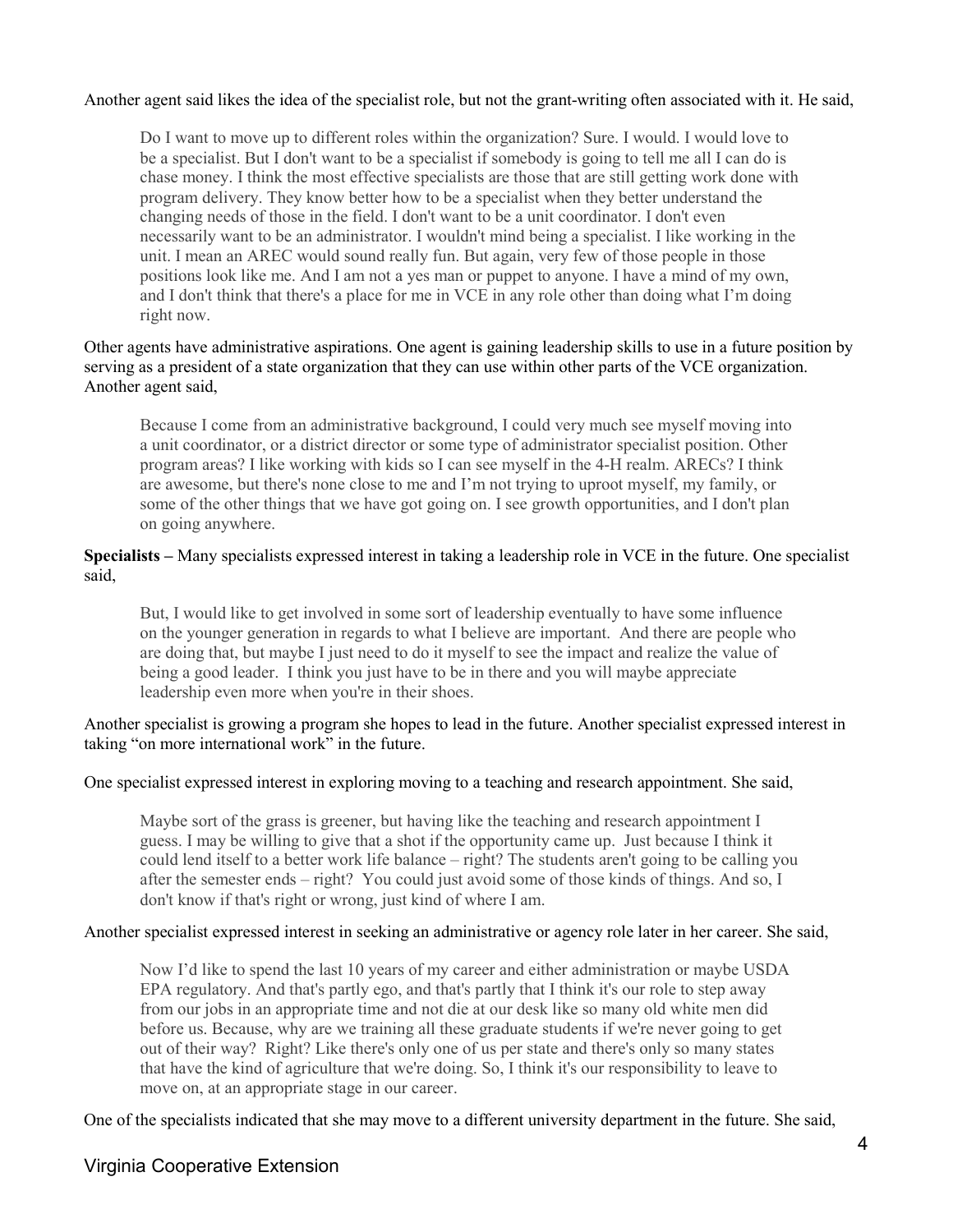Another agent said likes the idea of the specialist role, but not the grant-writing often associated with it. He said,

> Do I want to move up to different roles within the organization? Sure. I would. I would love to be a specialist. But I don't want to be a specialist if somebody is going to tell me all I can do is chase money. I think the most effective specialists are those that are still getting work done with program delivery. They know better how to be a specialist when they better understand the changing needs of those in the field. I don't want to be a unit coordinator. I don't even necessarily want to be an administrator. I wouldn't mind being a specialist. I like working in the unit. I mean an AREC would sound really fun. But again, very few of those people in those positions look like me. And I am not a yes man or puppet to anyone. I have a mind of my own, and I don't think that there's a place for me in VCE in any role other than doing what I'm doing right now.

Other agents have administrative aspirations. One agent is gaining leadership skills to use in a future position by serving as a president of a state organization that they can use within other parts of the VCE organization. Another agent said,

> Because I come from an administrative background, I could very much see myself moving into a unit coordinator, or a district director or some type of administrator specialist position. Other program areas? I like working with kids so I can see myself in the 4-H realm. ARECs? I think are awesome, but there's none close to me and I'm not trying to uproot myself, my family, or some of the other things that we have got going on. I see growth opportunities, and I don't plan on going anywhere.

**Specialists –** Many specialists expressed interest in taking a leadership role in VCE in the future. One specialist said,

> But, I would like to get involved in some sort of leadership eventually to have some influence on the younger generation in regards to what I believe are important. And there are people who are doing that, but maybe I just need to do it myself to see the impact and realize the value of being a good leader. I think you just have to be in there and you will maybe appreciate leadership even more when you're in their shoes.

Another specialist is growing a program she hopes to lead in the future. Another specialist expressed interest in taking "on more international work" in the future.

One specialist expressed interest in exploring moving to a teaching and research appointment. She said,

> Maybe sort of the grass is greener, but having like the teaching and research appointment I guess. I may be willing to give that a shot if the opportunity came up. Just because I think it could lend itself to a better work life balance – right? The students aren't going to be calling you after the semester ends – right? You could just avoid some of those kinds of things. And so, I don't know if that's right or wrong, just kind of where I am.

Another specialist expressed interest in seeking an administrative or agency role later in her career. She said,

> Now I'd like to spend the last 10 years of my career and either administration or maybe USDA EPA regulatory. And that's partly ego, and that's partly that I think it's our role to step away from our jobs in an appropriate time and not die at our desk like so many old white men did before us. Because, why are we training all these graduate students if we're never going to get out of their way? Right? Like there's only one of us per state and there's only so many states that have the kind of agriculture that we're doing. So, I think it's our responsibility to leave to move on, at an appropriate stage in our career.

One of the specialists indicated that she may move to a different university department in the future. She said,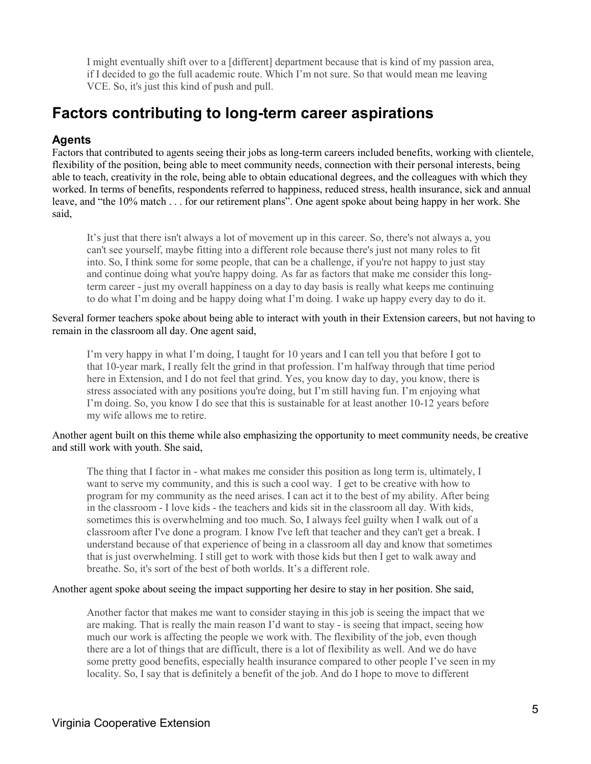> I might eventually shift over to a [different] department because that is kind of my passion area, if I decided to go the full academic route. Which I'm not sure. So that would mean me leaving VCE. So, it's just this kind of push and pull.

## Factors contributing to long-term career aspirations

### Agents

Factors that contributed to agents seeing their jobs as long-term careers included benefits, working with clientele, flexibility of the position, being able to meet community needs, connection with their personal interests, being able to teach, creativity in the role, being able to obtain educational degrees, and the colleagues with which they worked. In terms of benefits, respondents referred to happiness, reduced stress, health insurance, sick and annual leave, and "the 10% match . . . for our retirement plans". One agent spoke about being happy in her work. She said,

> It's just that there isn't always a lot of movement up in this career. So, there's not always a, you can't see yourself, maybe fitting into a different role because there's just not many roles to fit into. So, I think some for some people, that can be a challenge, if you're not happy to just stay and continue doing what you're happy doing. As far as factors that make me consider this long-term career - just my overall happiness on a day to day basis is really what keeps me continuing to do what I'm doing and be happy doing what I'm doing. I wake up happy every day to do it.

Several former teachers spoke about being able to interact with youth in their Extension careers, but not having to remain in the classroom all day. One agent said,

> I'm very happy in what I'm doing, I taught for 10 years and I can tell you that before I got to that 10-year mark, I really felt the grind in that profession. I'm halfway through that time period here in Extension, and I do not feel that grind. Yes, you know day to day, you know, there is stress associated with any positions you're doing, but I'm still having fun. I'm enjoying what I'm doing. So, you know I do see that this is sustainable for at least another 10-12 years before my wife allows me to retire.

Another agent built on this theme while also emphasizing the opportunity to meet community needs, be creative and still work with youth. She said,

> The thing that I factor in - what makes me consider this position as long term is, ultimately, I want to serve my community, and this is such a cool way. I get to be creative with how to program for my community as the need arises. I can act it to the best of my ability. After being in the classroom - I love kids - the teachers and kids sit in the classroom all day. With kids, sometimes this is overwhelming and too much. So, I always feel guilty when I walk out of a classroom after I've done a program. I know I've left that teacher and they can't get a break. I understand because of that experience of being in a classroom all day and know that sometimes that is just overwhelming. I still get to work with those kids but then I get to walk away and breathe. So, it's sort of the best of both worlds. It's a different role.

Another agent spoke about seeing the impact supporting her desire to stay in her position. She said,

> Another factor that makes me want to consider staying in this job is seeing the impact that we are making. That is really the main reason I'd want to stay - is seeing that impact, seeing how much our work is affecting the people we work with. The flexibility of the job, even though there are a lot of things that are difficult, there is a lot of flexibility as well. And we do have some pretty good benefits, especially health insurance compared to other people I've seen in my locality. So, I say that is definitely a benefit of the job. And do I hope to move to different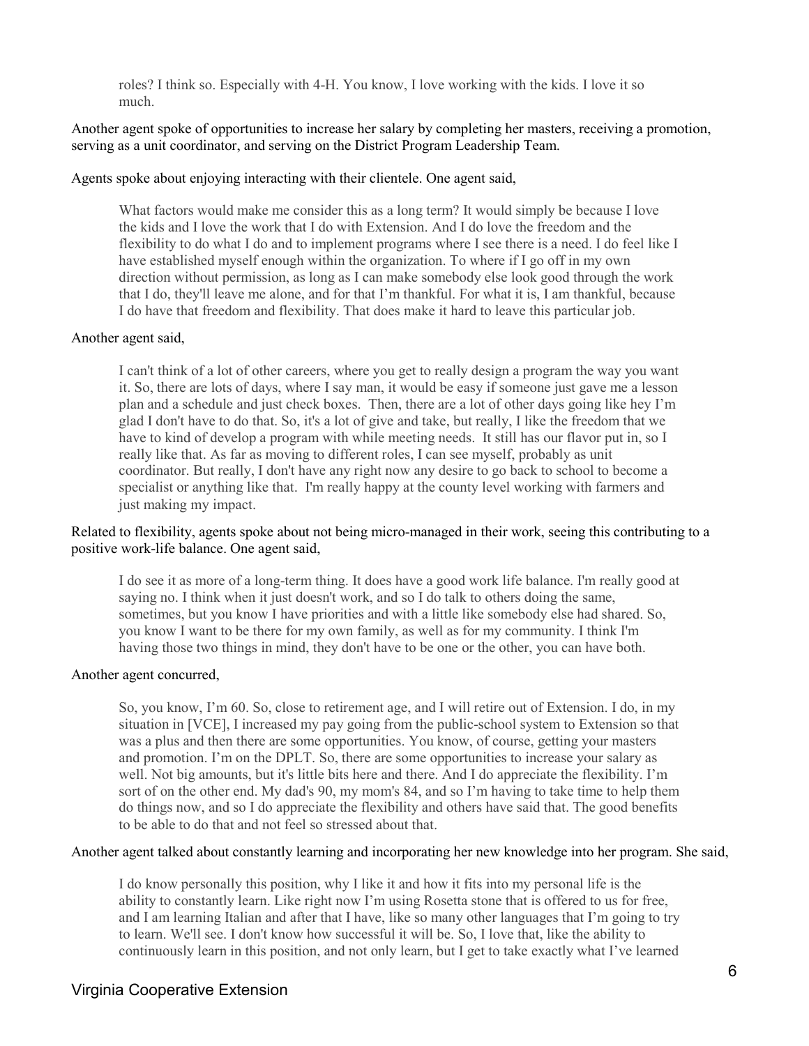> roles? I think so. Especially with 4-H. You know, I love working with the kids. I love it so much.

Another agent spoke of opportunities to increase her salary by completing her masters, receiving a promotion, serving as a unit coordinator, and serving on the District Program Leadership Team.

Agents spoke about enjoying interacting with their clientele. One agent said,

> What factors would make me consider this as a long term? It would simply be because I love the kids and I love the work that I do with Extension. And I do love the freedom and the flexibility to do what I do and to implement programs where I see there is a need. I do feel like I have established myself enough within the organization. To where if I go off in my own direction without permission, as long as I can make somebody else look good through the work that I do, they'll leave me alone, and for that I'm thankful. For what it is, I am thankful, because I do have that freedom and flexibility. That does make it hard to leave this particular job.

Another agent said,

> I can't think of a lot of other careers, where you get to really design a program the way you want it. So, there are lots of days, where I say man, it would be easy if someone just gave me a lesson plan and a schedule and just check boxes. Then, there are a lot of other days going like hey I'm glad I don't have to do that. So, it's a lot of give and take, but really, I like the freedom that we have to kind of develop a program with while meeting needs. It still has our flavor put in, so I really like that. As far as moving to different roles, I can see myself, probably as unit coordinator. But really, I don't have any right now any desire to go back to school to become a specialist or anything like that. I'm really happy at the county level working with farmers and just making my impact.

Related to flexibility, agents spoke about not being micro-managed in their work, seeing this contributing to a positive work-life balance. One agent said,

> I do see it as more of a long-term thing. It does have a good work life balance. I'm really good at saying no. I think when it just doesn't work, and so I do talk to others doing the same, sometimes, but you know I have priorities and with a little like somebody else had shared. So, you know I want to be there for my own family, as well as for my community. I think I'm having those two things in mind, they don't have to be one or the other, you can have both.

Another agent concurred,

> So, you know, I'm 60. So, close to retirement age, and I will retire out of Extension. I do, in my situation in [VCE], I increased my pay going from the public-school system to Extension so that was a plus and then there are some opportunities. You know, of course, getting your masters and promotion. I'm on the DPLT. So, there are some opportunities to increase your salary as well. Not big amounts, but it's little bits here and there. And I do appreciate the flexibility. I'm sort of on the other end. My dad's 90, my mom's 84, and so I'm having to take time to help them do things now, and so I do appreciate the flexibility and others have said that. The good benefits to be able to do that and not feel so stressed about that.

Another agent talked about constantly learning and incorporating her new knowledge into her program. She said,

> I do know personally this position, why I like it and how it fits into my personal life is the ability to constantly learn. Like right now I'm using Rosetta stone that is offered to us for free, and I am learning Italian and after that I have, like so many other languages that I'm going to try to learn. We'll see. I don't know how successful it will be. So, I love that, like the ability to continuously learn in this position, and not only learn, but I get to take exactly what I've learned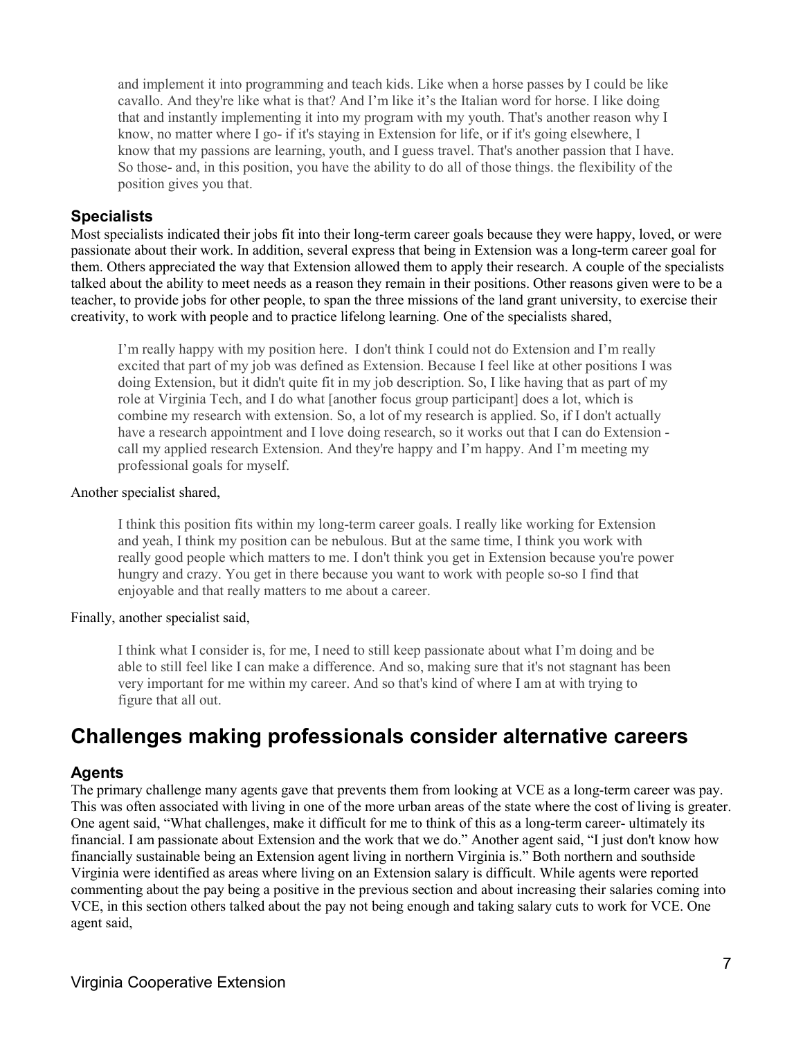> and implement it into programming and teach kids. Like when a horse passes by I could be like cavallo. And they're like what is that? And I'm like it's the Italian word for horse. I like doing that and instantly implementing it into my program with my youth. That's another reason why I know, no matter where I go- if it's staying in Extension for life, or if it's going elsewhere, I know that my passions are learning, youth, and I guess travel. That's another passion that I have. So those- and, in this position, you have the ability to do all of those things. the flexibility of the position gives you that.

### Specialists

Most specialists indicated their jobs fit into their long-term career goals because they were happy, loved, or were passionate about their work. In addition, several express that being in Extension was a long-term career goal for them. Others appreciated the way that Extension allowed them to apply their research. A couple of the specialists talked about the ability to meet needs as a reason they remain in their positions. Other reasons given were to be a teacher, to provide jobs for other people, to span the three missions of the land grant university, to exercise their creativity, to work with people and to practice lifelong learning. One of the specialists shared,

> I'm really happy with my position here. I don't think I could not do Extension and I'm really excited that part of my job was defined as Extension. Because I feel like at other positions I was doing Extension, but it didn't quite fit in my job description. So, I like having that as part of my role at Virginia Tech, and I do what [another focus group participant] does a lot, which is combine my research with extension. So, a lot of my research is applied. So, if I don't actually have a research appointment and I love doing research, so it works out that I can do Extension - call my applied research Extension. And they're happy and I'm happy. And I'm meeting my professional goals for myself.

Another specialist shared,

> I think this position fits within my long-term career goals. I really like working for Extension and yeah, I think my position can be nebulous. But at the same time, I think you work with really good people which matters to me. I don't think you get in Extension because you're power hungry and crazy. You get in there because you want to work with people so-so I find that enjoyable and that really matters to me about a career.

Finally, another specialist said,

> I think what I consider is, for me, I need to still keep passionate about what I'm doing and be able to still feel like I can make a difference. And so, making sure that it's not stagnant has been very important for me within my career. And so that's kind of where I am at with trying to figure that all out.

## Challenges making professionals consider alternative careers

### Agents

The primary challenge many agents gave that prevents them from looking at VCE as a long-term career was pay. This was often associated with living in one of the more urban areas of the state where the cost of living is greater. One agent said, "What challenges, make it difficult for me to think of this as a long-term career- ultimately its financial. I am passionate about Extension and the work that we do." Another agent said, "I just don't know how financially sustainable being an Extension agent living in northern Virginia is." Both northern and southside Virginia were identified as areas where living on an Extension salary is difficult. While agents were reported commenting about the pay being a positive in the previous section and about increasing their salaries coming into VCE, in this section others talked about the pay not being enough and taking salary cuts to work for VCE. One agent said,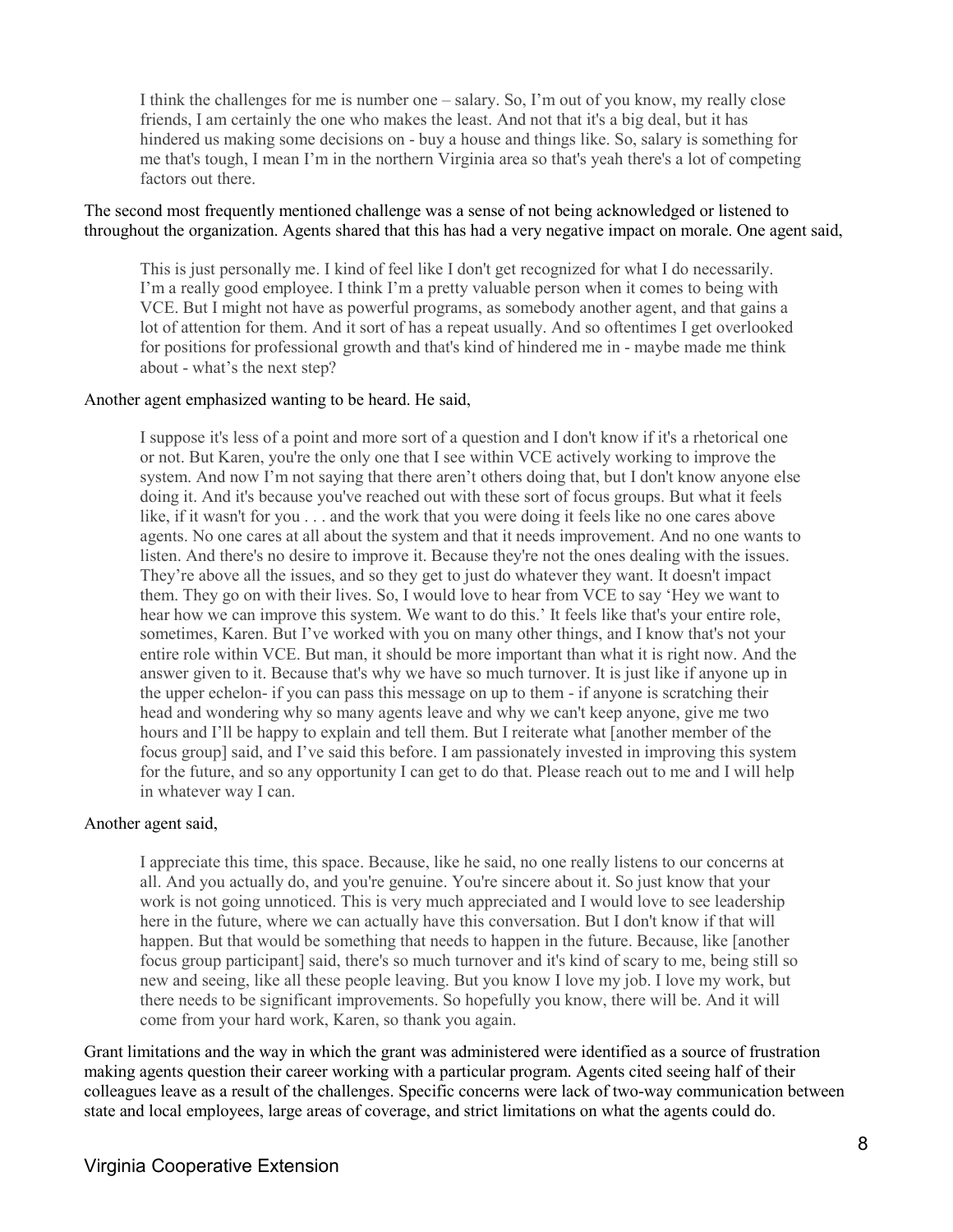> I think the challenges for me is number one – salary. So, I'm out of you know, my really close friends, I am certainly the one who makes the least. And not that it's a big deal, but it has hindered us making some decisions on - buy a house and things like. So, salary is something for me that's tough, I mean I'm in the northern Virginia area so that's yeah there's a lot of competing factors out there.

The second most frequently mentioned challenge was a sense of not being acknowledged or listened to throughout the organization. Agents shared that this has had a very negative impact on morale. One agent said,

> This is just personally me. I kind of feel like I don't get recognized for what I do necessarily. I'm a really good employee. I think I'm a pretty valuable person when it comes to being with VCE. But I might not have as powerful programs, as somebody another agent, and that gains a lot of attention for them. And it sort of has a repeat usually. And so oftentimes I get overlooked for positions for professional growth and that's kind of hindered me in - maybe made me think about - what's the next step?

Another agent emphasized wanting to be heard. He said,

> I suppose it's less of a point and more sort of a question and I don't know if it's a rhetorical one or not. But Karen, you're the only one that I see within VCE actively working to improve the system. And now I'm not saying that there aren't others doing that, but I don't know anyone else doing it. And it's because you've reached out with these sort of focus groups. But what it feels like, if it wasn't for you . . . and the work that you were doing it feels like no one cares above agents. No one cares at all about the system and that it needs improvement. And no one wants to listen. And there's no desire to improve it. Because they're not the ones dealing with the issues. They're above all the issues, and so they get to just do whatever they want. It doesn't impact them. They go on with their lives. So, I would love to hear from VCE to say 'Hey we want to hear how we can improve this system. We want to do this.' It feels like that's your entire role, sometimes, Karen. But I've worked with you on many other things, and I know that's not your entire role within VCE. But man, it should be more important than what it is right now. And the answer given to it. Because that's why we have so much turnover. It is just like if anyone up in the upper echelon- if you can pass this message on up to them - if anyone is scratching their head and wondering why so many agents leave and why we can't keep anyone, give me two hours and I'll be happy to explain and tell them. But I reiterate what [another member of the focus group] said, and I've said this before. I am passionately invested in improving this system for the future, and so any opportunity I can get to do that. Please reach out to me and I will help in whatever way I can.

Another agent said,

> I appreciate this time, this space. Because, like he said, no one really listens to our concerns at all. And you actually do, and you're genuine. You're sincere about it. So just know that your work is not going unnoticed. This is very much appreciated and I would love to see leadership here in the future, where we can actually have this conversation. But I don't know if that will happen. But that would be something that needs to happen in the future. Because, like [another focus group participant] said, there's so much turnover and it's kind of scary to me, being still so new and seeing, like all these people leaving. But you know I love my job. I love my work, but there needs to be significant improvements. So hopefully you know, there will be. And it will come from your hard work, Karen, so thank you again.

Grant limitations and the way in which the grant was administered were identified as a source of frustration making agents question their career working with a particular program. Agents cited seeing half of their colleagues leave as a result of the challenges. Specific concerns were lack of two-way communication between state and local employees, large areas of coverage, and strict limitations on what the agents could do.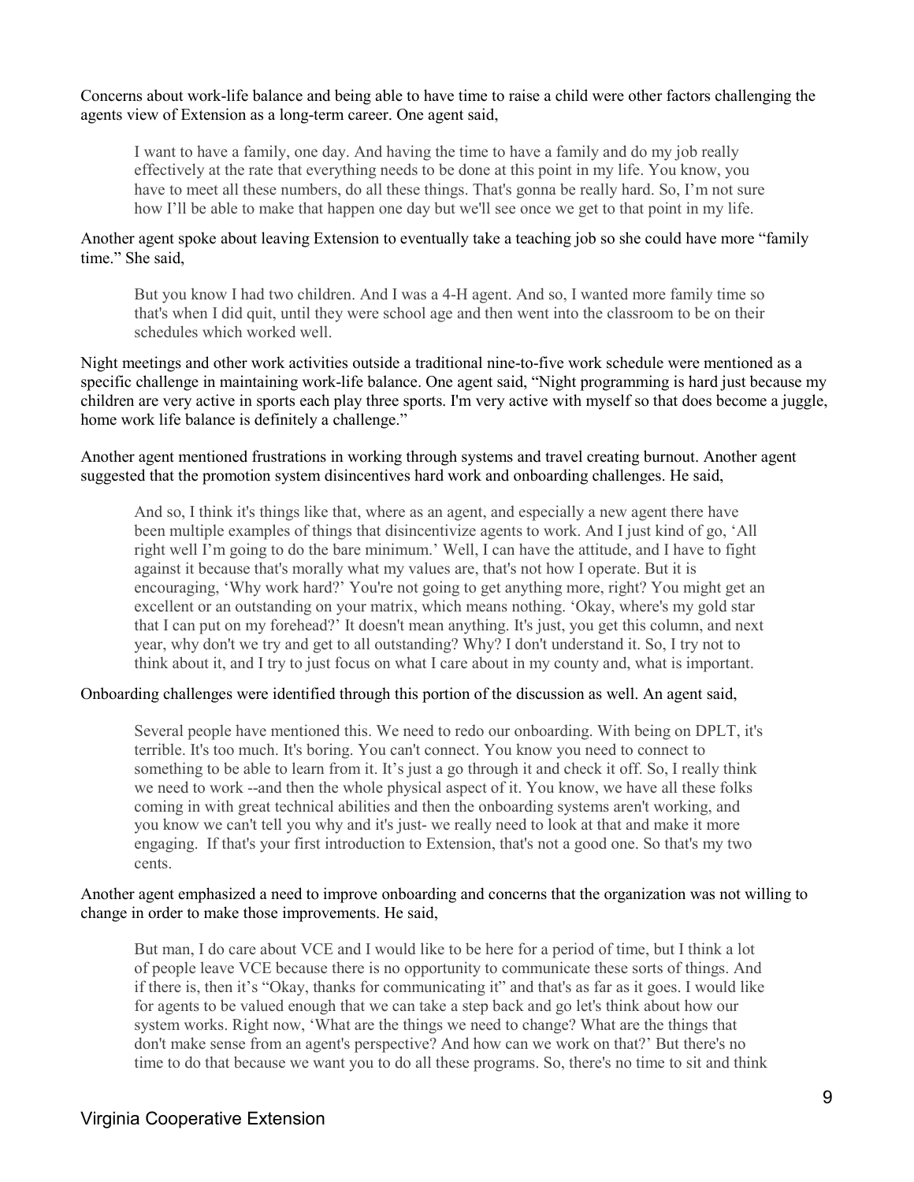Concerns about work-life balance and being able to have time to raise a child were other factors challenging the agents view of Extension as a long-term career. One agent said,

> I want to have a family, one day. And having the time to have a family and do my job really effectively at the rate that everything needs to be done at this point in my life. You know, you have to meet all these numbers, do all these things. That's gonna be really hard. So, I'm not sure how I'll be able to make that happen one day but we'll see once we get to that point in my life.

Another agent spoke about leaving Extension to eventually take a teaching job so she could have more "family time." She said,

> But you know I had two children. And I was a 4-H agent. And so, I wanted more family time so that's when I did quit, until they were school age and then went into the classroom to be on their schedules which worked well.

Night meetings and other work activities outside a traditional nine-to-five work schedule were mentioned as a specific challenge in maintaining work-life balance. One agent said, "Night programming is hard just because my children are very active in sports each play three sports. I'm very active with myself so that does become a juggle, home work life balance is definitely a challenge."

Another agent mentioned frustrations in working through systems and travel creating burnout. Another agent suggested that the promotion system disincentives hard work and onboarding challenges. He said,

> And so, I think it's things like that, where as an agent, and especially a new agent there have been multiple examples of things that disincentivize agents to work. And I just kind of go, 'All right well I'm going to do the bare minimum.' Well, I can have the attitude, and I have to fight against it because that's morally what my values are, that's not how I operate. But it is encouraging, 'Why work hard?' You're not going to get anything more, right? You might get an excellent or an outstanding on your matrix, which means nothing. 'Okay, where's my gold star that I can put on my forehead?' It doesn't mean anything. It's just, you get this column, and next year, why don't we try and get to all outstanding? Why? I don't understand it. So, I try not to think about it, and I try to just focus on what I care about in my county and, what is important.

Onboarding challenges were identified through this portion of the discussion as well. An agent said,

> Several people have mentioned this. We need to redo our onboarding. With being on DPLT, it's terrible. It's too much. It's boring. You can't connect. You know you need to connect to something to be able to learn from it. It's just a go through it and check it off. So, I really think we need to work --and then the whole physical aspect of it. You know, we have all these folks coming in with great technical abilities and then the onboarding systems aren't working, and you know we can't tell you why and it's just- we really need to look at that and make it more engaging. If that's your first introduction to Extension, that's not a good one. So that's my two cents.

Another agent emphasized a need to improve onboarding and concerns that the organization was not willing to change in order to make those improvements. He said,

> But man, I do care about VCE and I would like to be here for a period of time, but I think a lot of people leave VCE because there is no opportunity to communicate these sorts of things. And if there is, then it's "Okay, thanks for communicating it" and that's as far as it goes. I would like for agents to be valued enough that we can take a step back and go let's think about how our system works. Right now, 'What are the things we need to change? What are the things that don't make sense from an agent's perspective? And how can we work on that?' But there's no time to do that because we want you to do all these programs. So, there's no time to sit and think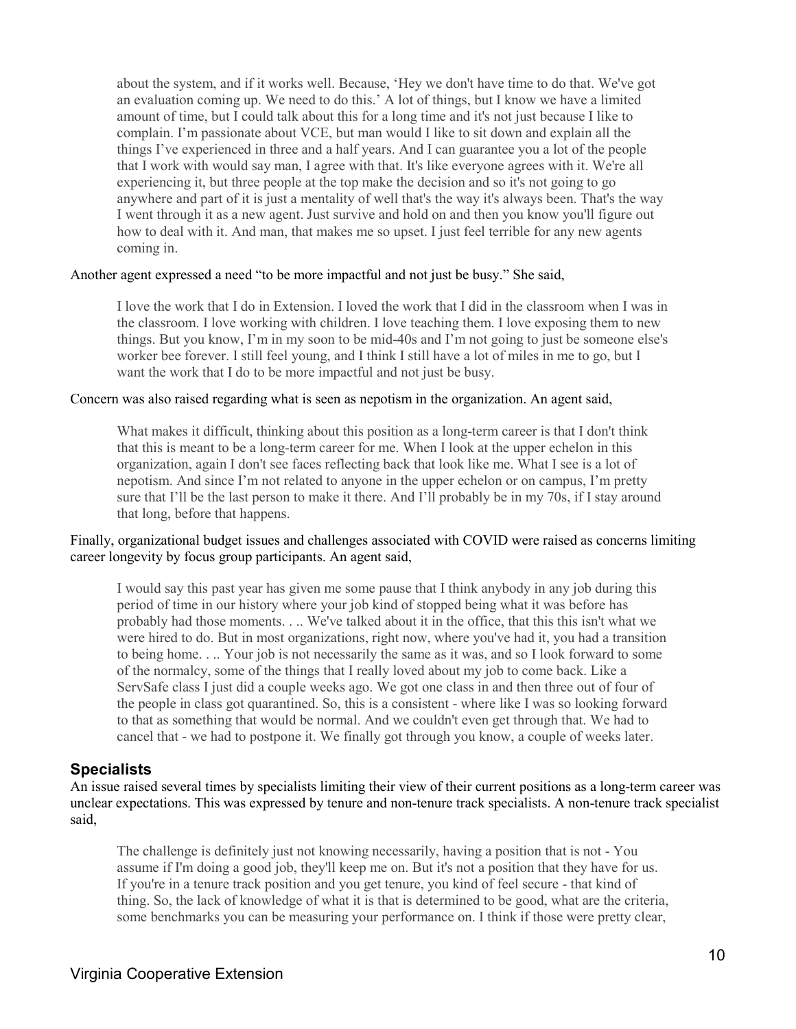> about the system, and if it works well. Because, 'Hey we don't have time to do that. We've got an evaluation coming up. We need to do this.' A lot of things, but I know we have a limited amount of time, but I could talk about this for a long time and it's not just because I like to complain. I'm passionate about VCE, but man would I like to sit down and explain all the things I've experienced in three and a half years. And I can guarantee you a lot of the people that I work with would say man, I agree with that. It's like everyone agrees with it. We're all experiencing it, but three people at the top make the decision and so it's not going to go anywhere and part of it is just a mentality of well that's the way it's always been. That's the way I went through it as a new agent. Just survive and hold on and then you know you'll figure out how to deal with it. And man, that makes me so upset. I just feel terrible for any new agents coming in.

Another agent expressed a need "to be more impactful and not just be busy." She said,

> I love the work that I do in Extension. I loved the work that I did in the classroom when I was in the classroom. I love working with children. I love teaching them. I love exposing them to new things. But you know, I'm in my soon to be mid-40s and I'm not going to just be someone else's worker bee forever. I still feel young, and I think I still have a lot of miles in me to go, but I want the work that I do to be more impactful and not just be busy.

Concern was also raised regarding what is seen as nepotism in the organization. An agent said,

> What makes it difficult, thinking about this position as a long-term career is that I don't think that this is meant to be a long-term career for me. When I look at the upper echelon in this organization, again I don't see faces reflecting back that look like me. What I see is a lot of nepotism. And since I'm not related to anyone in the upper echelon or on campus, I'm pretty sure that I'll be the last person to make it there. And I'll probably be in my 70s, if I stay around that long, before that happens.

Finally, organizational budget issues and challenges associated with COVID were raised as concerns limiting career longevity by focus group participants. An agent said,

> I would say this past year has given me some pause that I think anybody in any job during this period of time in our history where your job kind of stopped being what it was before has probably had those moments. . .. We've talked about it in the office, that this this isn't what we were hired to do. But in most organizations, right now, where you've had it, you had a transition to being home. . .. Your job is not necessarily the same as it was, and so I look forward to some of the normalcy, some of the things that I really loved about my job to come back. Like a ServSafe class I just did a couple weeks ago. We got one class in and then three out of four of the people in class got quarantined. So, this is a consistent - where like I was so looking forward to that as something that would be normal. And we couldn't even get through that. We had to cancel that - we had to postpone it. We finally got through you know, a couple of weeks later.

### Specialists

An issue raised several times by specialists limiting their view of their current positions as a long-term career was unclear expectations. This was expressed by tenure and non-tenure track specialists. A non-tenure track specialist said,

> The challenge is definitely just not knowing necessarily, having a position that is not - You assume if I'm doing a good job, they'll keep me on. But it's not a position that they have for us. If you're in a tenure track position and you get tenure, you kind of feel secure - that kind of thing. So, the lack of knowledge of what it is that is determined to be good, what are the criteria, some benchmarks you can be measuring your performance on. I think if those were pretty clear,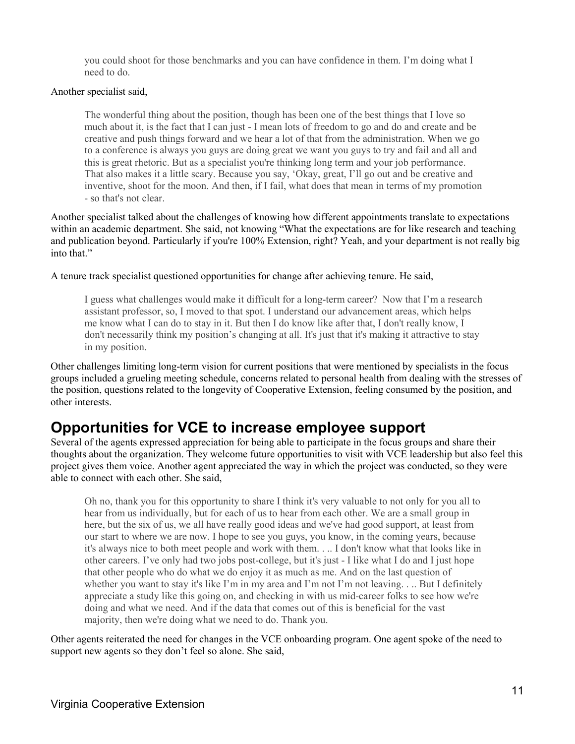> you could shoot for those benchmarks and you can have confidence in them. I'm doing what I need to do.

Another specialist said,

> The wonderful thing about the position, though has been one of the best things that I love so much about it, is the fact that I can just - I mean lots of freedom to go and do and create and be creative and push things forward and we hear a lot of that from the administration. When we go to a conference is always you guys are doing great we want you guys to try and fail and all and this is great rhetoric. But as a specialist you're thinking long term and your job performance. That also makes it a little scary. Because you say, 'Okay, great, I'll go out and be creative and inventive, shoot for the moon. And then, if I fail, what does that mean in terms of my promotion - so that's not clear.

Another specialist talked about the challenges of knowing how different appointments translate to expectations within an academic department. She said, not knowing "What the expectations are for like research and teaching and publication beyond. Particularly if you're 100% Extension, right? Yeah, and your department is not really big into that."

A tenure track specialist questioned opportunities for change after achieving tenure. He said,

> I guess what challenges would make it difficult for a long-term career? Now that I'm a research assistant professor, so, I moved to that spot. I understand our advancement areas, which helps me know what I can do to stay in it. But then I do know like after that, I don't really know, I don't necessarily think my position's changing at all. It's just that it's making it attractive to stay in my position.

Other challenges limiting long-term vision for current positions that were mentioned by specialists in the focus groups included a grueling meeting schedule, concerns related to personal health from dealing with the stresses of the position, questions related to the longevity of Cooperative Extension, feeling consumed by the position, and other interests.

## Opportunities for VCE to increase employee support

Several of the agents expressed appreciation for being able to participate in the focus groups and share their thoughts about the organization. They welcome future opportunities to visit with VCE leadership but also feel this project gives them voice. Another agent appreciated the way in which the project was conducted, so they were able to connect with each other. She said,

> Oh no, thank you for this opportunity to share I think it's very valuable to not only for you all to hear from us individually, but for each of us to hear from each other. We are a small group in here, but the six of us, we all have really good ideas and we've had good support, at least from our start to where we are now. I hope to see you guys, you know, in the coming years, because it's always nice to both meet people and work with them. . .. I don't know what that looks like in other careers. I've only had two jobs post-college, but it's just - I like what I do and I just hope that other people who do what we do enjoy it as much as me. And on the last question of whether you want to stay it's like I'm in my area and I'm not I'm not leaving. . .. But I definitely appreciate a study like this going on, and checking in with us mid-career folks to see how we're doing and what we need. And if the data that comes out of this is beneficial for the vast majority, then we're doing what we need to do. Thank you.

Other agents reiterated the need for changes in the VCE onboarding program. One agent spoke of the need to support new agents so they don't feel so alone. She said,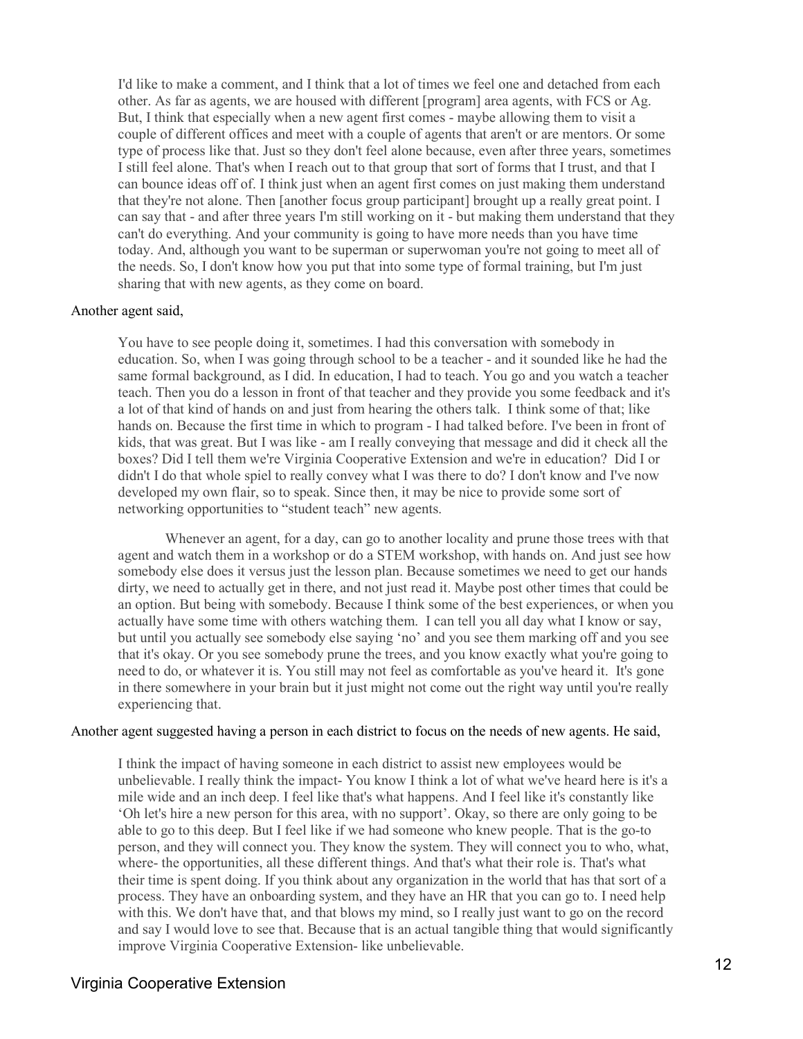> I'd like to make a comment, and I think that a lot of times we feel one and detached from each other. As far as agents, we are housed with different [program] area agents, with FCS or Ag. But, I think that especially when a new agent first comes - maybe allowing them to visit a couple of different offices and meet with a couple of agents that aren't or are mentors. Or some type of process like that. Just so they don't feel alone because, even after three years, sometimes I still feel alone. That's when I reach out to that group that sort of forms that I trust, and that I can bounce ideas off of. I think just when an agent first comes on just making them understand that they're not alone. Then [another focus group participant] brought up a really great point. I can say that - and after three years I'm still working on it - but making them understand that they can't do everything. And your community is going to have more needs than you have time today. And, although you want to be superman or superwoman you're not going to meet all of the needs. So, I don't know how you put that into some type of formal training, but I'm just sharing that with new agents, as they come on board.

Another agent said,

> You have to see people doing it, sometimes. I had this conversation with somebody in education. So, when I was going through school to be a teacher - and it sounded like he had the same formal background, as I did. In education, I had to teach. You go and you watch a teacher teach. Then you do a lesson in front of that teacher and they provide you some feedback and it's a lot of that kind of hands on and just from hearing the others talk. I think some of that; like hands on. Because the first time in which to program - I had talked before. I've been in front of kids, that was great. But I was like - am I really conveying that message and did it check all the boxes? Did I tell them we're Virginia Cooperative Extension and we're in education? Did I or didn't I do that whole spiel to really convey what I was there to do? I don't know and I've now developed my own flair, so to speak. Since then, it may be nice to provide some sort of networking opportunities to "student teach" new agents.
>
> Whenever an agent, for a day, can go to another locality and prune those trees with that agent and watch them in a workshop or do a STEM workshop, with hands on. And just see how somebody else does it versus just the lesson plan. Because sometimes we need to get our hands dirty, we need to actually get in there, and not just read it. Maybe post other times that could be an option. But being with somebody. Because I think some of the best experiences, or when you actually have some time with others watching them. I can tell you all day what I know or say, but until you actually see somebody else saying 'no' and you see them marking off and you see that it's okay. Or you see somebody prune the trees, and you know exactly what you're going to need to do, or whatever it is. You still may not feel as comfortable as you've heard it. It's gone in there somewhere in your brain but it just might not come out the right way until you're really experiencing that.

Another agent suggested having a person in each district to focus on the needs of new agents. He said,

> I think the impact of having someone in each district to assist new employees would be unbelievable. I really think the impact- You know I think a lot of what we've heard here is it's a mile wide and an inch deep. I feel like that's what happens. And I feel like it's constantly like 'Oh let's hire a new person for this area, with no support'. Okay, so there are only going to be able to go to this deep. But I feel like if we had someone who knew people. That is the go-to person, and they will connect you. They know the system. They will connect you to who, what, where- the opportunities, all these different things. And that's what their role is. That's what their time is spent doing. If you think about any organization in the world that has that sort of a process. They have an onboarding system, and they have an HR that you can go to. I need help with this. We don't have that, and that blows my mind, so I really just want to go on the record and say I would love to see that. Because that is an actual tangible thing that would significantly improve Virginia Cooperative Extension- like unbelievable.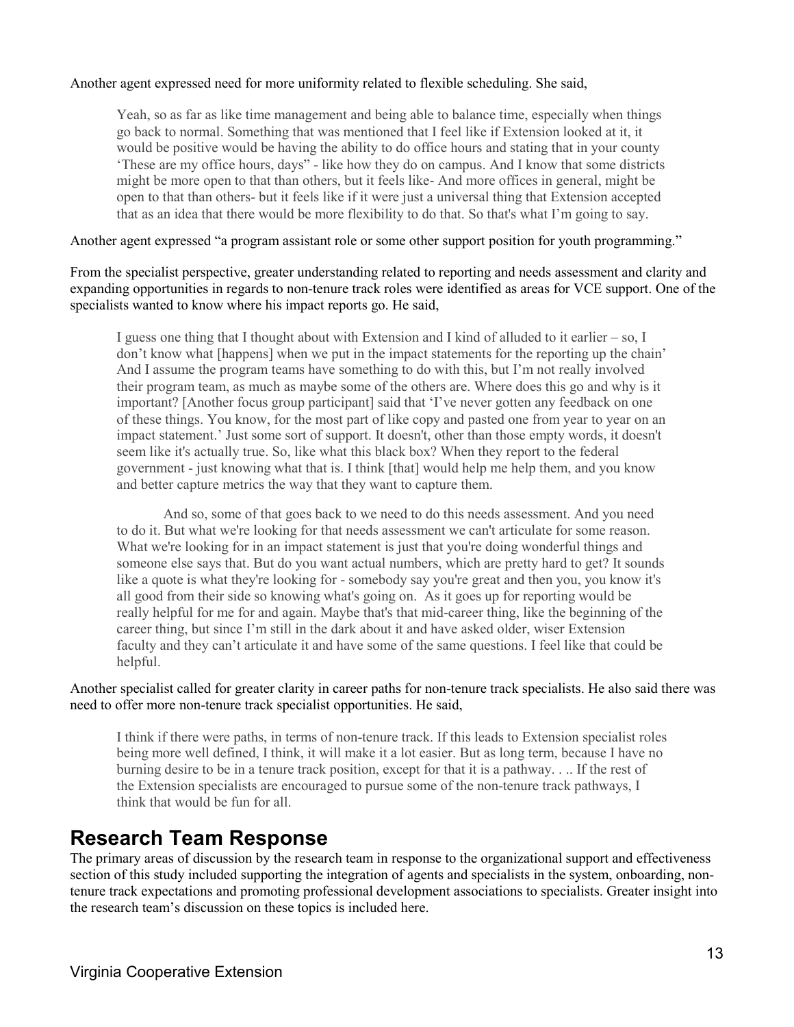Another agent expressed need for more uniformity related to flexible scheduling. She said,

> Yeah, so as far as like time management and being able to balance time, especially when things go back to normal. Something that was mentioned that I feel like if Extension looked at it, it would be positive would be having the ability to do office hours and stating that in your county 'These are my office hours, days" - like how they do on campus. And I know that some districts might be more open to that than others, but it feels like- And more offices in general, might be open to that than others- but it feels like if it were just a universal thing that Extension accepted that as an idea that there would be more flexibility to do that. So that's what I'm going to say.

Another agent expressed "a program assistant role or some other support position for youth programming."

From the specialist perspective, greater understanding related to reporting and needs assessment and clarity and expanding opportunities in regards to non-tenure track roles were identified as areas for VCE support. One of the specialists wanted to know where his impact reports go. He said,

> I guess one thing that I thought about with Extension and I kind of alluded to it earlier – so, I don't know what [happens] when we put in the impact statements for the reporting up the chain' And I assume the program teams have something to do with this, but I'm not really involved their program team, as much as maybe some of the others are. Where does this go and why is it important? [Another focus group participant] said that 'I've never gotten any feedback on one of these things. You know, for the most part of like copy and pasted one from year to year on an impact statement.' Just some sort of support. It doesn't, other than those empty words, it doesn't seem like it's actually true. So, like what this black box? When they report to the federal government - just knowing what that is. I think [that] would help me help them, and you know and better capture metrics the way that they want to capture them.
>
> And so, some of that goes back to we need to do this needs assessment. And you need to do it. But what we're looking for that needs assessment we can't articulate for some reason. What we're looking for in an impact statement is just that you're doing wonderful things and someone else says that. But do you want actual numbers, which are pretty hard to get? It sounds like a quote is what they're looking for - somebody say you're great and then you, you know it's all good from their side so knowing what's going on. As it goes up for reporting would be really helpful for me for and again. Maybe that's that mid-career thing, like the beginning of the career thing, but since I'm still in the dark about it and have asked older, wiser Extension faculty and they can't articulate it and have some of the same questions. I feel like that could be helpful.

Another specialist called for greater clarity in career paths for non-tenure track specialists. He also said there was need to offer more non-tenure track specialist opportunities. He said,

> I think if there were paths, in terms of non-tenure track. If this leads to Extension specialist roles being more well defined, I think, it will make it a lot easier. But as long term, because I have no burning desire to be in a tenure track position, except for that it is a pathway. . .. If the rest of the Extension specialists are encouraged to pursue some of the non-tenure track pathways, I think that would be fun for all.

## Research Team Response

The primary areas of discussion by the research team in response to the organizational support and effectiveness section of this study included supporting the integration of agents and specialists in the system, onboarding, non-tenure track expectations and promoting professional development associations to specialists. Greater insight into the research team's discussion on these topics is included here.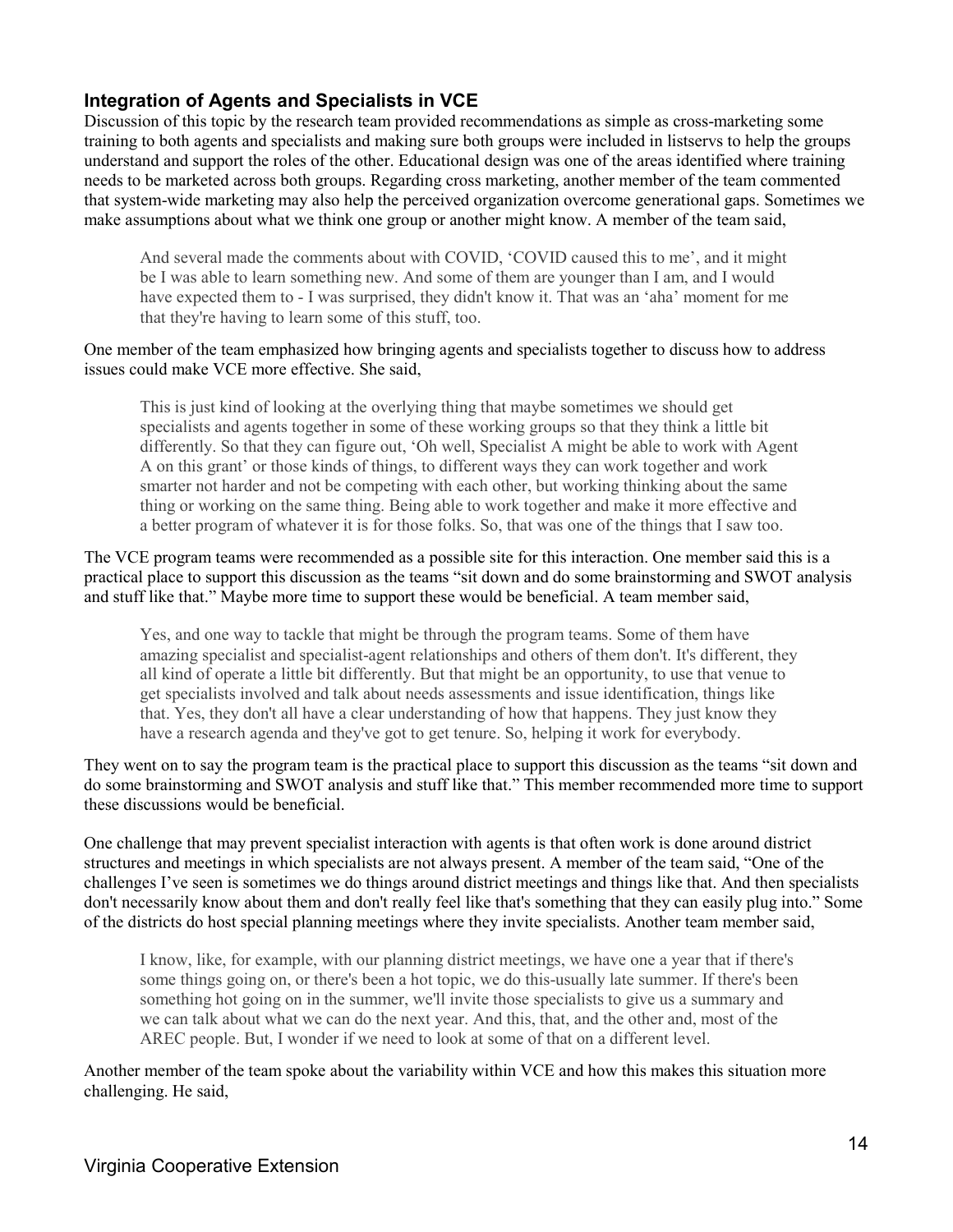### Integration of Agents and Specialists in VCE

Discussion of this topic by the research team provided recommendations as simple as cross-marketing some training to both agents and specialists and making sure both groups were included in listservs to help the groups understand and support the roles of the other. Educational design was one of the areas identified where training needs to be marketed across both groups. Regarding cross marketing, another member of the team commented that system-wide marketing may also help the perceived organization overcome generational gaps. Sometimes we make assumptions about what we think one group or another might know. A member of the team said,

> And several made the comments about with COVID, 'COVID caused this to me', and it might be I was able to learn something new. And some of them are younger than I am, and I would have expected them to - I was surprised, they didn't know it. That was an 'aha' moment for me that they're having to learn some of this stuff, too.

One member of the team emphasized how bringing agents and specialists together to discuss how to address issues could make VCE more effective. She said,

> This is just kind of looking at the overlying thing that maybe sometimes we should get specialists and agents together in some of these working groups so that they think a little bit differently. So that they can figure out, 'Oh well, Specialist A might be able to work with Agent A on this grant' or those kinds of things, to different ways they can work together and work smarter not harder and not be competing with each other, but working thinking about the same thing or working on the same thing. Being able to work together and make it more effective and a better program of whatever it is for those folks. So, that was one of the things that I saw too.

The VCE program teams were recommended as a possible site for this interaction. One member said this is a practical place to support this discussion as the teams "sit down and do some brainstorming and SWOT analysis and stuff like that." Maybe more time to support these would be beneficial. A team member said,

> Yes, and one way to tackle that might be through the program teams. Some of them have amazing specialist and specialist-agent relationships and others of them don't. It's different, they all kind of operate a little bit differently. But that might be an opportunity, to use that venue to get specialists involved and talk about needs assessments and issue identification, things like that. Yes, they don't all have a clear understanding of how that happens. They just know they have a research agenda and they've got to get tenure. So, helping it work for everybody.

They went on to say the program team is the practical place to support this discussion as the teams "sit down and do some brainstorming and SWOT analysis and stuff like that." This member recommended more time to support these discussions would be beneficial.

One challenge that may prevent specialist interaction with agents is that often work is done around district structures and meetings in which specialists are not always present. A member of the team said, "One of the challenges I've seen is sometimes we do things around district meetings and things like that. And then specialists don't necessarily know about them and don't really feel like that's something that they can easily plug into." Some of the districts do host special planning meetings where they invite specialists. Another team member said,

> I know, like, for example, with our planning district meetings, we have one a year that if there's some things going on, or there's been a hot topic, we do this-usually late summer. If there's been something hot going on in the summer, we'll invite those specialists to give us a summary and we can talk about what we can do the next year. And this, that, and the other and, most of the AREC people. But, I wonder if we need to look at some of that on a different level.

Another member of the team spoke about the variability within VCE and how this makes this situation more challenging. He said,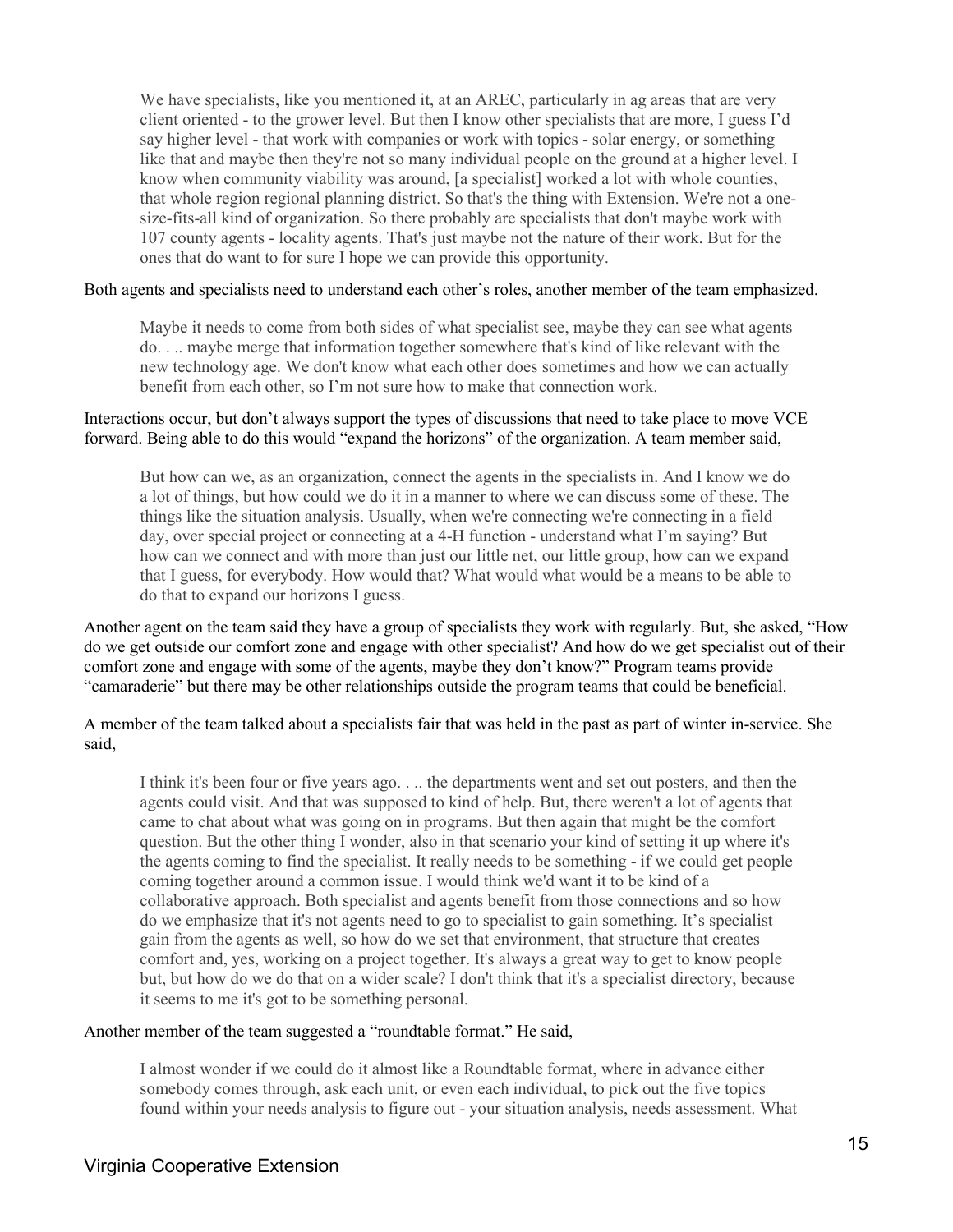> We have specialists, like you mentioned it, at an AREC, particularly in ag areas that are very client oriented - to the grower level. But then I know other specialists that are more, I guess I'd say higher level - that work with companies or work with topics - solar energy, or something like that and maybe then they're not so many individual people on the ground at a higher level. I know when community viability was around, [a specialist] worked a lot with whole counties, that whole region regional planning district. So that's the thing with Extension. We're not a one-size-fits-all kind of organization. So there probably are specialists that don't maybe work with 107 county agents - locality agents. That's just maybe not the nature of their work. But for the ones that do want to for sure I hope we can provide this opportunity.

Both agents and specialists need to understand each other's roles, another member of the team emphasized.

> Maybe it needs to come from both sides of what specialist see, maybe they can see what agents do. . .. maybe merge that information together somewhere that's kind of like relevant with the new technology age. We don't know what each other does sometimes and how we can actually benefit from each other, so I'm not sure how to make that connection work.

Interactions occur, but don't always support the types of discussions that need to take place to move VCE forward. Being able to do this would "expand the horizons" of the organization. A team member said,

> But how can we, as an organization, connect the agents in the specialists in. And I know we do a lot of things, but how could we do it in a manner to where we can discuss some of these. The things like the situation analysis. Usually, when we're connecting we're connecting in a field day, over special project or connecting at a 4-H function - understand what I'm saying? But how can we connect and with more than just our little net, our little group, how can we expand that I guess, for everybody. How would that? What would what would be a means to be able to do that to expand our horizons I guess.

Another agent on the team said they have a group of specialists they work with regularly. But, she asked, "How do we get outside our comfort zone and engage with other specialist? And how do we get specialist out of their comfort zone and engage with some of the agents, maybe they don't know?" Program teams provide "camaraderie" but there may be other relationships outside the program teams that could be beneficial.

A member of the team talked about a specialists fair that was held in the past as part of winter in-service. She said,

> I think it's been four or five years ago. . .. the departments went and set out posters, and then the agents could visit. And that was supposed to kind of help. But, there weren't a lot of agents that came to chat about what was going on in programs. But then again that might be the comfort question. But the other thing I wonder, also in that scenario your kind of setting it up where it's the agents coming to find the specialist. It really needs to be something - if we could get people coming together around a common issue. I would think we'd want it to be kind of a collaborative approach. Both specialist and agents benefit from those connections and so how do we emphasize that it's not agents need to go to specialist to gain something. It's specialist gain from the agents as well, so how do we set that environment, that structure that creates comfort and, yes, working on a project together. It's always a great way to get to know people but, but how do we do that on a wider scale? I don't think that it's a specialist directory, because it seems to me it's got to be something personal.

Another member of the team suggested a "roundtable format." He said,

> I almost wonder if we could do it almost like a Roundtable format, where in advance either somebody comes through, ask each unit, or even each individual, to pick out the five topics found within your needs analysis to figure out - your situation analysis, needs assessment. What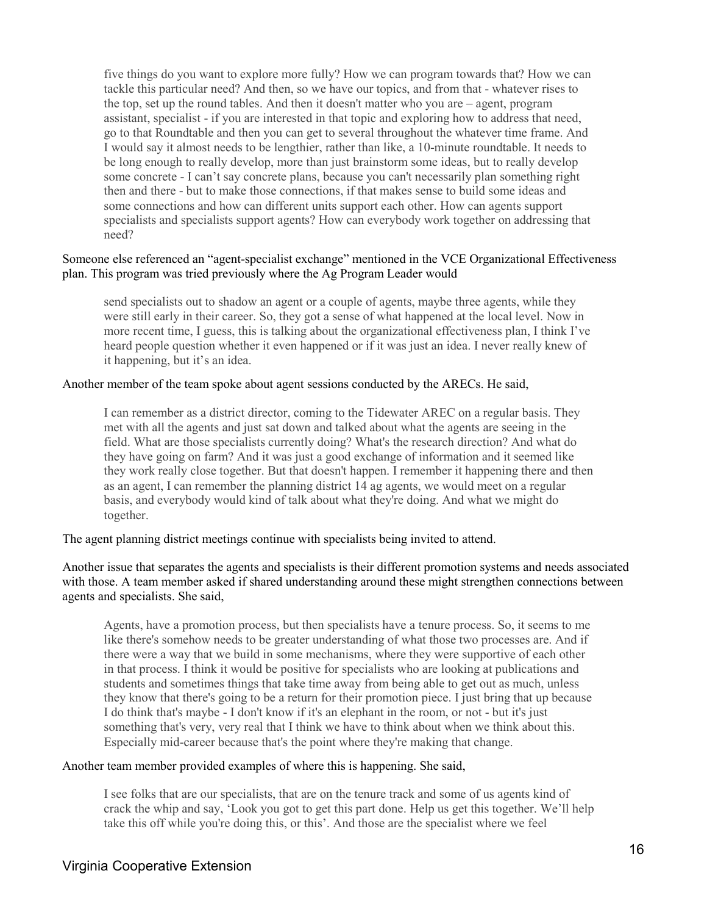> five things do you want to explore more fully? How we can program towards that? How we can tackle this particular need? And then, so we have our topics, and from that - whatever rises to the top, set up the round tables. And then it doesn't matter who you are – agent, program assistant, specialist - if you are interested in that topic and exploring how to address that need, go to that Roundtable and then you can get to several throughout the whatever time frame. And I would say it almost needs to be lengthier, rather than like, a 10-minute roundtable. It needs to be long enough to really develop, more than just brainstorm some ideas, but to really develop some concrete - I can't say concrete plans, because you can't necessarily plan something right then and there - but to make those connections, if that makes sense to build some ideas and some connections and how can different units support each other. How can agents support specialists and specialists support agents? How can everybody work together on addressing that need?

Someone else referenced an "agent-specialist exchange" mentioned in the VCE Organizational Effectiveness plan. This program was tried previously where the Ag Program Leader would

> send specialists out to shadow an agent or a couple of agents, maybe three agents, while they were still early in their career. So, they got a sense of what happened at the local level. Now in more recent time, I guess, this is talking about the organizational effectiveness plan, I think I've heard people question whether it even happened or if it was just an idea. I never really knew of it happening, but it's an idea.

Another member of the team spoke about agent sessions conducted by the ARECs. He said,

> I can remember as a district director, coming to the Tidewater AREC on a regular basis. They met with all the agents and just sat down and talked about what the agents are seeing in the field. What are those specialists currently doing? What's the research direction? And what do they have going on farm? And it was just a good exchange of information and it seemed like they work really close together. But that doesn't happen. I remember it happening there and then as an agent, I can remember the planning district 14 ag agents, we would meet on a regular basis, and everybody would kind of talk about what they're doing. And what we might do together.

The agent planning district meetings continue with specialists being invited to attend.

Another issue that separates the agents and specialists is their different promotion systems and needs associated with those. A team member asked if shared understanding around these might strengthen connections between agents and specialists. She said,

> Agents, have a promotion process, but then specialists have a tenure process. So, it seems to me like there's somehow needs to be greater understanding of what those two processes are. And if there were a way that we build in some mechanisms, where they were supportive of each other in that process. I think it would be positive for specialists who are looking at publications and students and sometimes things that take time away from being able to get out as much, unless they know that there's going to be a return for their promotion piece. I just bring that up because I do think that's maybe - I don't know if it's an elephant in the room, or not - but it's just something that's very, very real that I think we have to think about when we think about this. Especially mid-career because that's the point where they're making that change.

Another team member provided examples of where this is happening. She said,

> I see folks that are our specialists, that are on the tenure track and some of us agents kind of crack the whip and say, 'Look you got to get this part done. Help us get this together. We'll help take this off while you're doing this, or this'. And those are the specialist where we feel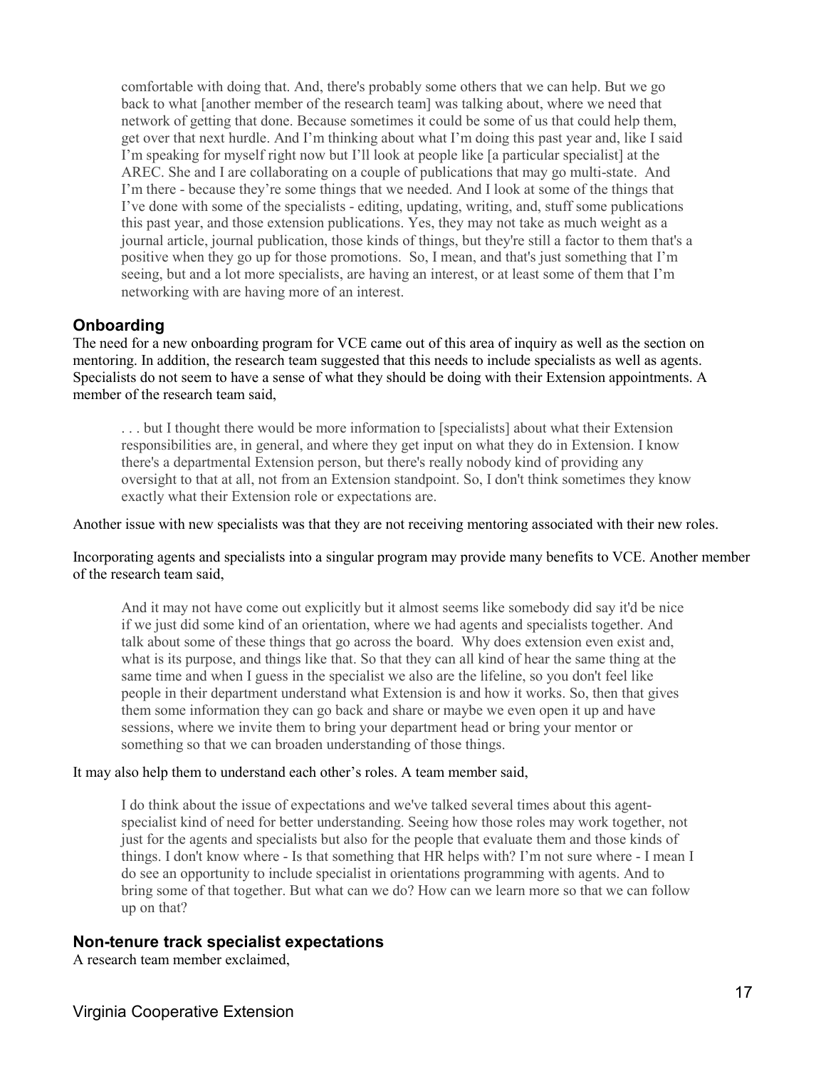> comfortable with doing that. And, there's probably some others that we can help. But we go back to what [another member of the research team] was talking about, where we need that network of getting that done. Because sometimes it could be some of us that could help them, get over that next hurdle. And I'm thinking about what I'm doing this past year and, like I said I'm speaking for myself right now but I'll look at people like [a particular specialist] at the AREC. She and I are collaborating on a couple of publications that may go multi-state. And I'm there - because they're some things that we needed. And I look at some of the things that I've done with some of the specialists - editing, updating, writing, and, stuff some publications this past year, and those extension publications. Yes, they may not take as much weight as a journal article, journal publication, those kinds of things, but they're still a factor to them that's a positive when they go up for those promotions. So, I mean, and that's just something that I'm seeing, but and a lot more specialists, are having an interest, or at least some of them that I'm networking with are having more of an interest.

### Onboarding

The need for a new onboarding program for VCE came out of this area of inquiry as well as the section on mentoring. In addition, the research team suggested that this needs to include specialists as well as agents. Specialists do not seem to have a sense of what they should be doing with their Extension appointments. A member of the research team said,

> . . . but I thought there would be more information to [specialists] about what their Extension responsibilities are, in general, and where they get input on what they do in Extension. I know there's a departmental Extension person, but there's really nobody kind of providing any oversight to that at all, not from an Extension standpoint. So, I don't think sometimes they know exactly what their Extension role or expectations are.

Another issue with new specialists was that they are not receiving mentoring associated with their new roles.

Incorporating agents and specialists into a singular program may provide many benefits to VCE. Another member of the research team said,

> And it may not have come out explicitly but it almost seems like somebody did say it'd be nice if we just did some kind of an orientation, where we had agents and specialists together. And talk about some of these things that go across the board. Why does extension even exist and, what is its purpose, and things like that. So that they can all kind of hear the same thing at the same time and when I guess in the specialist we also are the lifeline, so you don't feel like people in their department understand what Extension is and how it works. So, then that gives them some information they can go back and share or maybe we even open it up and have sessions, where we invite them to bring your department head or bring your mentor or something so that we can broaden understanding of those things.

It may also help them to understand each other's roles. A team member said,

> I do think about the issue of expectations and we've talked several times about this agent-specialist kind of need for better understanding. Seeing how those roles may work together, not just for the agents and specialists but also for the people that evaluate them and those kinds of things. I don't know where - Is that something that HR helps with? I'm not sure where - I mean I do see an opportunity to include specialist in orientations programming with agents. And to bring some of that together. But what can we do? How can we learn more so that we can follow up on that?

### Non-tenure track specialist expectations

A research team member exclaimed,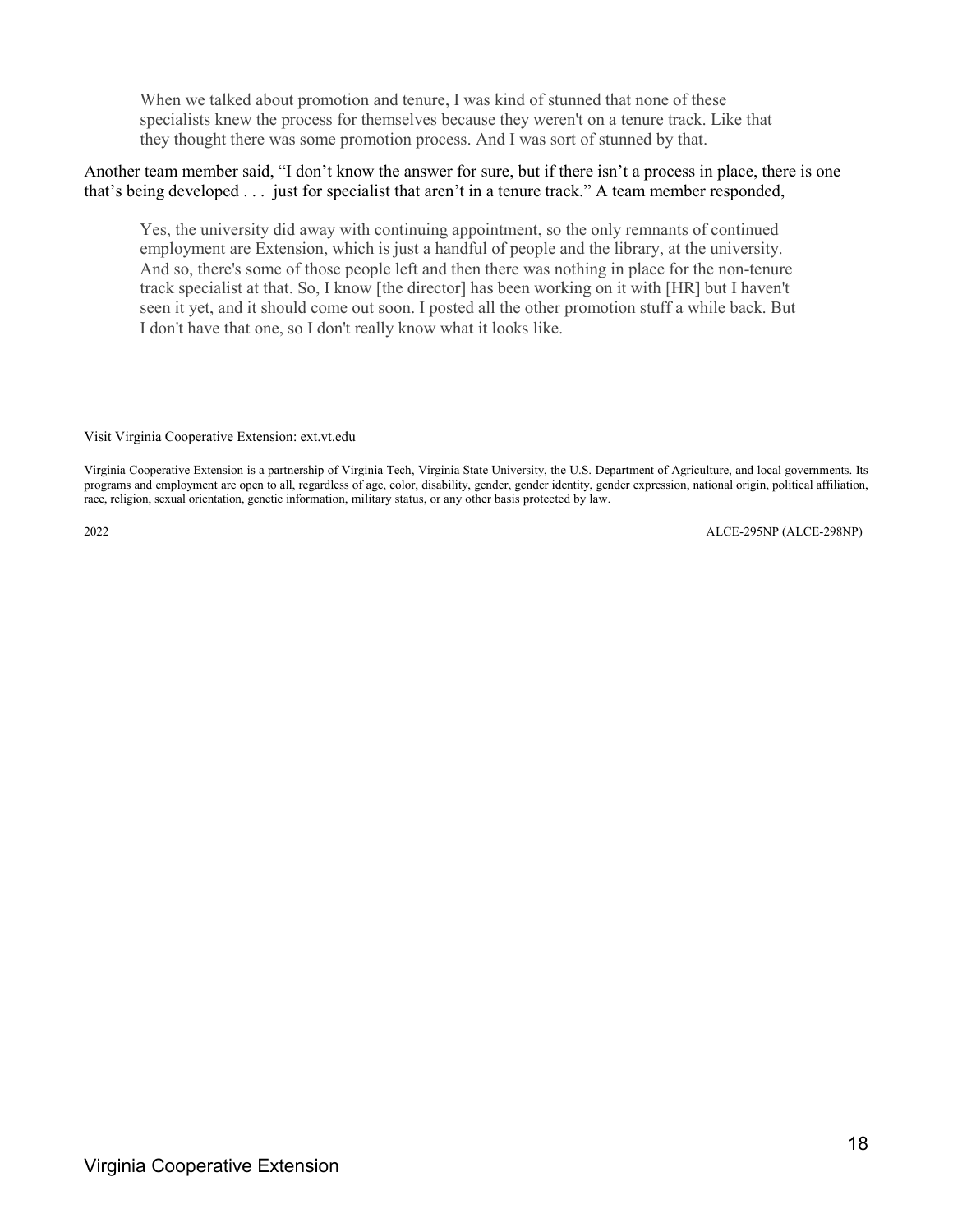> When we talked about promotion and tenure, I was kind of stunned that none of these specialists knew the process for themselves because they weren't on a tenure track. Like that they thought there was some promotion process. And I was sort of stunned by that.

Another team member said, "I don't know the answer for sure, but if there isn't a process in place, there is one that's being developed . . .  just for specialist that aren't in a tenure track." A team member responded,

> Yes, the university did away with continuing appointment, so the only remnants of continued employment are Extension, which is just a handful of people and the library, at the university. And so, there's some of those people left and then there was nothing in place for the non-tenure track specialist at that. So, I know [the director] has been working on it with [HR] but I haven't seen it yet, and it should come out soon. I posted all the other promotion stuff a while back. But I don't have that one, so I don't really know what it looks like.

Visit Virginia Cooperative Extension: ext.vt.edu

Virginia Cooperative Extension is a partnership of Virginia Tech, Virginia State University, the U.S. Department of Agriculture, and local governments. Its programs and employment are open to all, regardless of age, color, disability, gender, gender identity, gender expression, national origin, political affiliation, race, religion, sexual orientation, genetic information, military status, or any other basis protected by law.

2022 ALCE-295NP (ALCE-298NP)